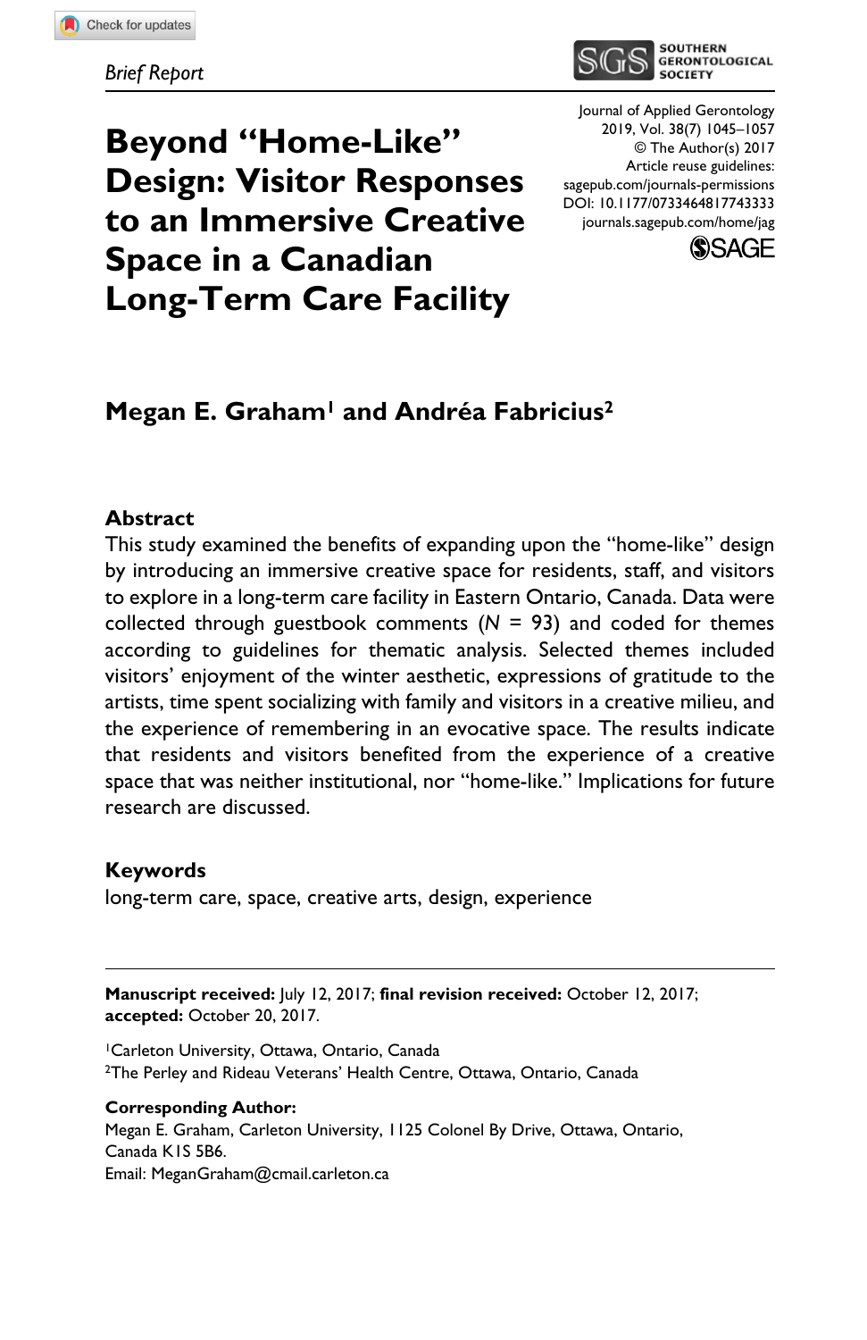*Brief Report*

Journal of Applied Gerontology
2019, Vol. 38(7) 1045–1057
© The Author(s) 2017
Article reuse guidelines:
sagepub.com/journals-permissions
DOI: 10.1177/0733464817743333
journals.sagepub.com/home/jag

# Beyond "Home-Like" Design: Visitor Responses to an Immersive Creative Space in a Canadian Long-Term Care Facility

**Megan E. Graham[1] and Andréa Fabricius[2]**

## Abstract

This study examined the benefits of expanding upon the "home-like" design by introducing an immersive creative space for residents, staff, and visitors to explore in a long-term care facility in Eastern Ontario, Canada. Data were collected through guestbook comments ($N$ = 93) and coded for themes according to guidelines for thematic analysis. Selected themes included visitors' enjoyment of the winter aesthetic, expressions of gratitude to the artists, time spent socializing with family and visitors in a creative milieu, and the experience of remembering in an evocative space. The results indicate that residents and visitors benefited from the experience of a creative space that was neither institutional, nor "home-like." Implications for future research are discussed.

## Keywords

long-term care, space, creative arts, design, experience

---

**Manuscript received:** July 12, 2017; **final revision received:** October 12, 2017; **accepted:** October 20, 2017.

[1]Carleton University, Ottawa, Ontario, Canada
[2]The Perley and Rideau Veterans' Health Centre, Ottawa, Ontario, Canada

**Corresponding Author:**
Megan E. Graham, Carleton University, 1125 Colonel By Drive, Ottawa, Ontario, Canada K1S 5B6.
Email: MeganGraham@cmail.carleton.ca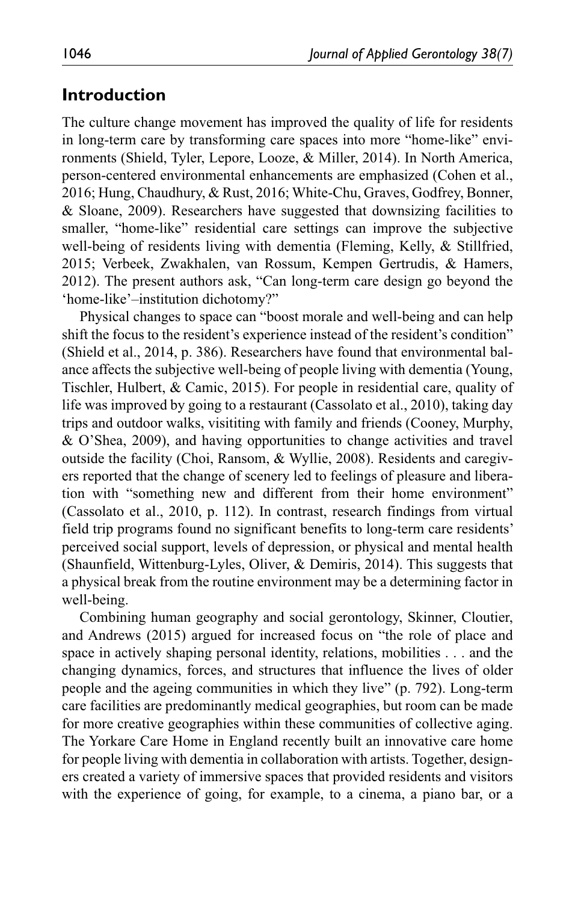## Introduction

The culture change movement has improved the quality of life for residents in long-term care by transforming care spaces into more "home-like" environments (Shield, Tyler, Lepore, Looze, & Miller, 2014). In North America, person-centered environmental enhancements are emphasized (Cohen et al., 2016; Hung, Chaudhury, & Rust, 2016; White-Chu, Graves, Godfrey, Bonner, & Sloane, 2009). Researchers have suggested that downsizing facilities to smaller, "home-like" residential care settings can improve the subjective well-being of residents living with dementia (Fleming, Kelly, & Stillfried, 2015; Verbeek, Zwakhalen, van Rossum, Kempen Gertrudis, & Hamers, 2012). The present authors ask, "Can long-term care design go beyond the 'home-like'–institution dichotomy?"

Physical changes to space can "boost morale and well-being and can help shift the focus to the resident's experience instead of the resident's condition" (Shield et al., 2014, p. 386). Researchers have found that environmental balance affects the subjective well-being of people living with dementia (Young, Tischler, Hulbert, & Camic, 2015). For people in residential care, quality of life was improved by going to a restaurant (Cassolato et al., 2010), taking day trips and outdoor walks, visititing with family and friends (Cooney, Murphy, & O'Shea, 2009), and having opportunities to change activities and travel outside the facility (Choi, Ransom, & Wyllie, 2008). Residents and caregivers reported that the change of scenery led to feelings of pleasure and liberation with "something new and different from their home environment" (Cassolato et al., 2010, p. 112). In contrast, research findings from virtual field trip programs found no significant benefits to long-term care residents' perceived social support, levels of depression, or physical and mental health (Shaunfield, Wittenburg-Lyles, Oliver, & Demiris, 2014). This suggests that a physical break from the routine environment may be a determining factor in well-being.

Combining human geography and social gerontology, Skinner, Cloutier, and Andrews (2015) argued for increased focus on "the role of place and space in actively shaping personal identity, relations, mobilities . . . and the changing dynamics, forces, and structures that influence the lives of older people and the ageing communities in which they live" (p. 792). Long-term care facilities are predominantly medical geographies, but room can be made for more creative geographies within these communities of collective aging. The Yorkare Care Home in England recently built an innovative care home for people living with dementia in collaboration with artists. Together, designers created a variety of immersive spaces that provided residents and visitors with the experience of going, for example, to a cinema, a piano bar, or a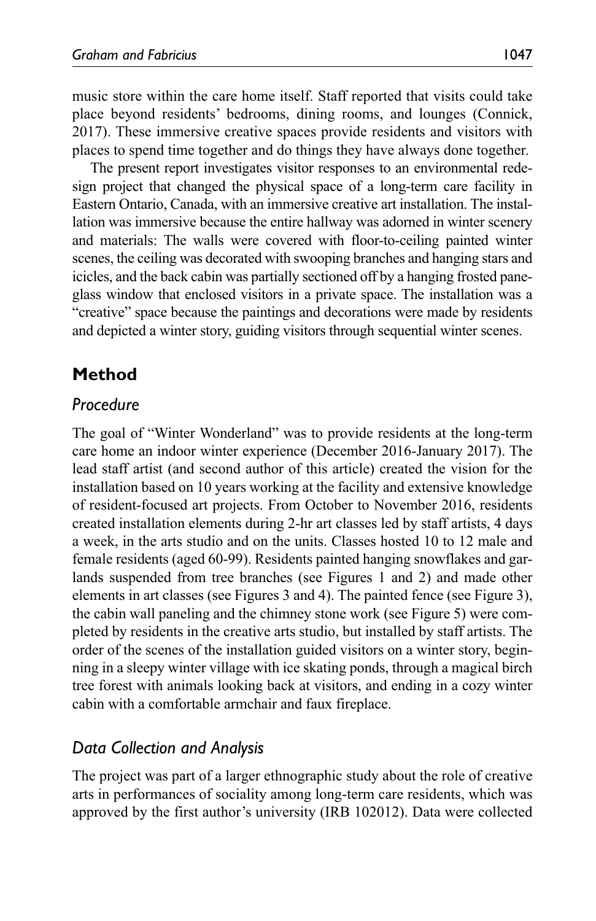music store within the care home itself. Staff reported that visits could take place beyond residents' bedrooms, dining rooms, and lounges (Connick, 2017). These immersive creative spaces provide residents and visitors with places to spend time together and do things they have always done together.

The present report investigates visitor responses to an environmental redesign project that changed the physical space of a long-term care facility in Eastern Ontario, Canada, with an immersive creative art installation. The installation was immersive because the entire hallway was adorned in winter scenery and materials: The walls were covered with floor-to-ceiling painted winter scenes, the ceiling was decorated with swooping branches and hanging stars and icicles, and the back cabin was partially sectioned off by a hanging frosted pane-glass window that enclosed visitors in a private space. The installation was a "creative" space because the paintings and decorations were made by residents and depicted a winter story, guiding visitors through sequential winter scenes.

## Method

### *Procedure*

The goal of "Winter Wonderland" was to provide residents at the long-term care home an indoor winter experience (December 2016-January 2017). The lead staff artist (and second author of this article) created the vision for the installation based on 10 years working at the facility and extensive knowledge of resident-focused art projects. From October to November 2016, residents created installation elements during 2-hr art classes led by staff artists, 4 days a week, in the arts studio and on the units. Classes hosted 10 to 12 male and female residents (aged 60-99). Residents painted hanging snowflakes and garlands suspended from tree branches (see Figures 1 and 2) and made other elements in art classes (see Figures 3 and 4). The painted fence (see Figure 3), the cabin wall paneling and the chimney stone work (see Figure 5) were completed by residents in the creative arts studio, but installed by staff artists. The order of the scenes of the installation guided visitors on a winter story, beginning in a sleepy winter village with ice skating ponds, through a magical birch tree forest with animals looking back at visitors, and ending in a cozy winter cabin with a comfortable armchair and faux fireplace.

### *Data Collection and Analysis*

The project was part of a larger ethnographic study about the role of creative arts in performances of sociality among long-term care residents, which was approved by the first author's university (IRB 102012). Data were collected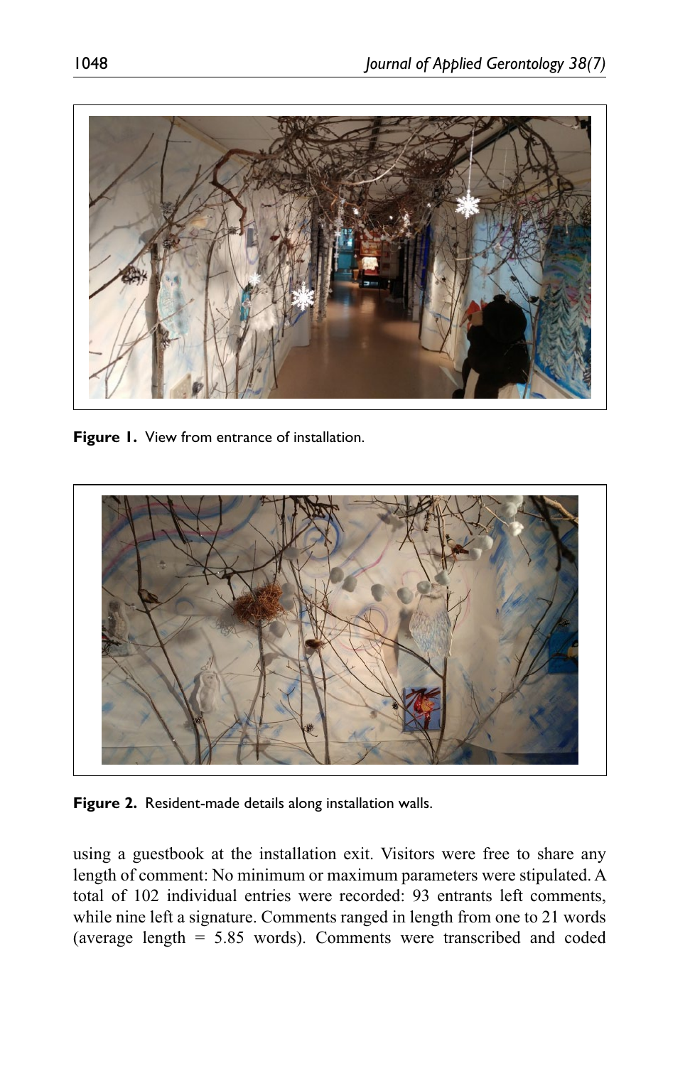**Figure 1.** View from entrance of installation.

**Figure 2.** Resident-made details along installation walls.

using a guestbook at the installation exit. Visitors were free to share any length of comment: No minimum or maximum parameters were stipulated. A total of 102 individual entries were recorded: 93 entrants left comments, while nine left a signature. Comments ranged in length from one to 21 words (average length = 5.85 words). Comments were transcribed and coded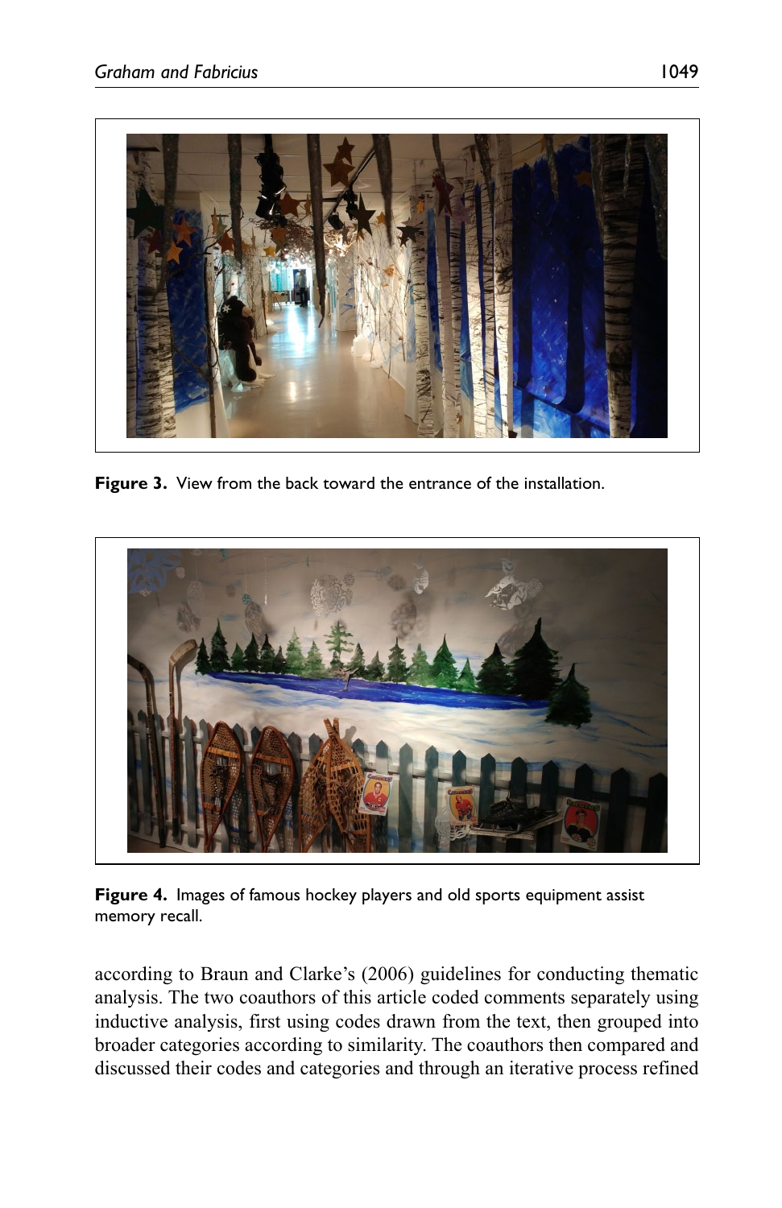Figure 3. View from the back toward the entrance of the installation.

Figure 4. Images of famous hockey players and old sports equipment assist memory recall.

according to Braun and Clarke's (2006) guidelines for conducting thematic analysis. The two coauthors of this article coded comments separately using inductive analysis, first using codes drawn from the text, then grouped into broader categories according to similarity. The coauthors then compared and discussed their codes and categories and through an iterative process refined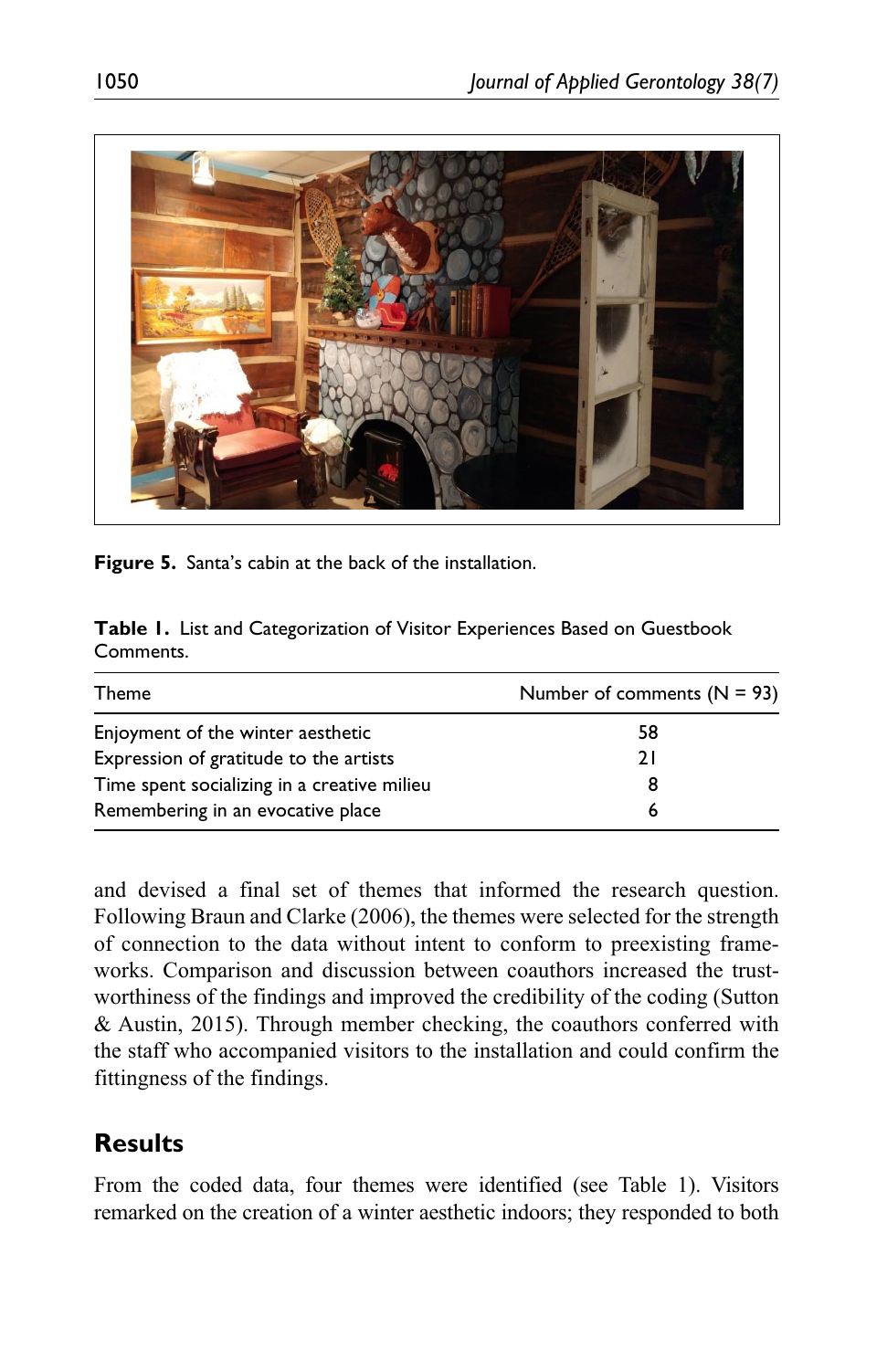Figure 5. Santa's cabin at the back of the installation.

**Table 1.** List and Categorization of Visitor Experiences Based on Guestbook Comments.

| Theme | Number of comments (N = 93) |
|---|---|
| Enjoyment of the winter aesthetic | 58 |
| Expression of gratitude to the artists | 21 |
| Time spent socializing in a creative milieu | 8 |
| Remembering in an evocative place | 6 |

and devised a final set of themes that informed the research question. Following Braun and Clarke (2006), the themes were selected for the strength of connection to the data without intent to conform to preexisting frameworks. Comparison and discussion between coauthors increased the trustworthiness of the findings and improved the credibility of the coding (Sutton & Austin, 2015). Through member checking, the coauthors conferred with the staff who accompanied visitors to the installation and could confirm the fittingness of the findings.

## Results

From the coded data, four themes were identified (see Table 1). Visitors remarked on the creation of a winter aesthetic indoors; they responded to both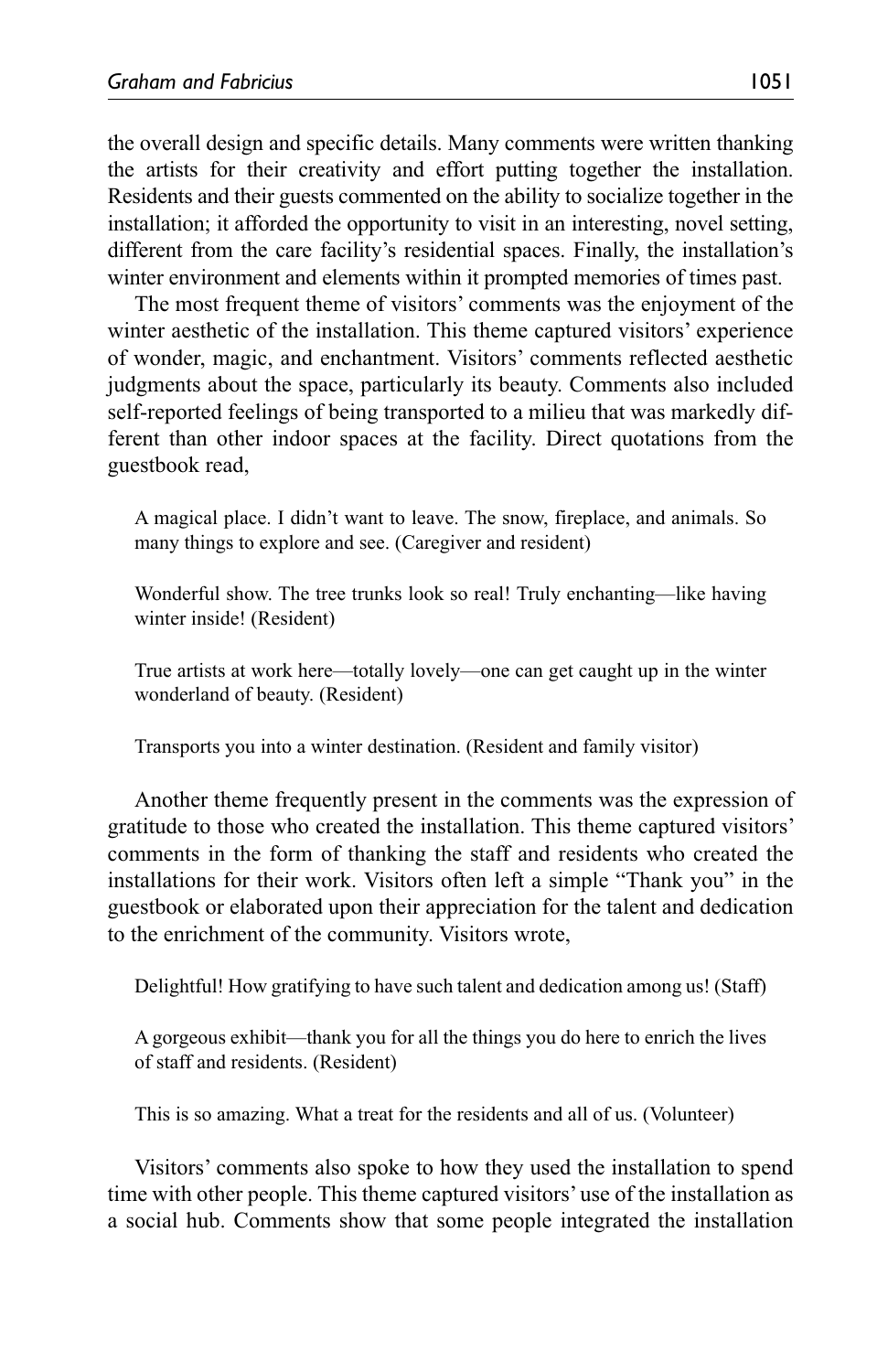the overall design and specific details. Many comments were written thanking the artists for their creativity and effort putting together the installation. Residents and their guests commented on the ability to socialize together in the installation; it afforded the opportunity to visit in an interesting, novel setting, different from the care facility's residential spaces. Finally, the installation's winter environment and elements within it prompted memories of times past.

The most frequent theme of visitors' comments was the enjoyment of the winter aesthetic of the installation. This theme captured visitors' experience of wonder, magic, and enchantment. Visitors' comments reflected aesthetic judgments about the space, particularly its beauty. Comments also included self-reported feelings of being transported to a milieu that was markedly different than other indoor spaces at the facility. Direct quotations from the guestbook read,

> A magical place. I didn't want to leave. The snow, fireplace, and animals. So many things to explore and see. (Caregiver and resident)

> Wonderful show. The tree trunks look so real! Truly enchanting—like having winter inside! (Resident)

> True artists at work here—totally lovely—one can get caught up in the winter wonderland of beauty. (Resident)

> Transports you into a winter destination. (Resident and family visitor)

Another theme frequently present in the comments was the expression of gratitude to those who created the installation. This theme captured visitors' comments in the form of thanking the staff and residents who created the installations for their work. Visitors often left a simple "Thank you" in the guestbook or elaborated upon their appreciation for the talent and dedication to the enrichment of the community. Visitors wrote,

> Delightful! How gratifying to have such talent and dedication among us! (Staff)

> A gorgeous exhibit—thank you for all the things you do here to enrich the lives of staff and residents. (Resident)

> This is so amazing. What a treat for the residents and all of us. (Volunteer)

Visitors' comments also spoke to how they used the installation to spend time with other people. This theme captured visitors' use of the installation as a social hub. Comments show that some people integrated the installation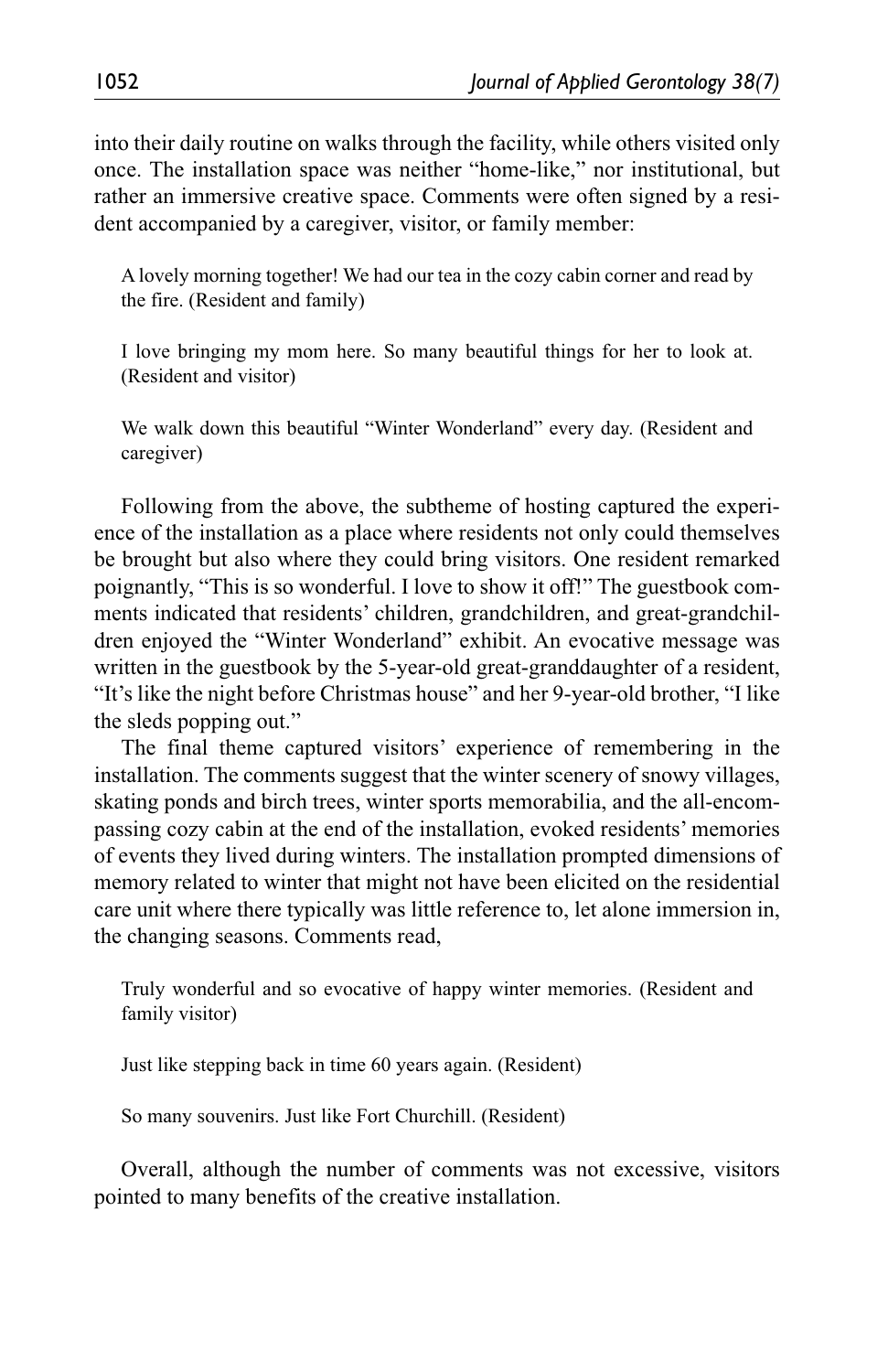into their daily routine on walks through the facility, while others visited only once. The installation space was neither "home-like," nor institutional, but rather an immersive creative space. Comments were often signed by a resident accompanied by a caregiver, visitor, or family member:

> A lovely morning together! We had our tea in the cozy cabin corner and read by the fire. (Resident and family)
>
> I love bringing my mom here. So many beautiful things for her to look at. (Resident and visitor)
>
> We walk down this beautiful "Winter Wonderland" every day. (Resident and caregiver)

Following from the above, the subtheme of hosting captured the experience of the installation as a place where residents not only could themselves be brought but also where they could bring visitors. One resident remarked poignantly, "This is so wonderful. I love to show it off!" The guestbook comments indicated that residents' children, grandchildren, and great-grandchildren enjoyed the "Winter Wonderland" exhibit. An evocative message was written in the guestbook by the 5-year-old great-granddaughter of a resident, "It's like the night before Christmas house" and her 9-year-old brother, "I like the sleds popping out."

The final theme captured visitors' experience of remembering in the installation. The comments suggest that the winter scenery of snowy villages, skating ponds and birch trees, winter sports memorabilia, and the all-encompassing cozy cabin at the end of the installation, evoked residents' memories of events they lived during winters. The installation prompted dimensions of memory related to winter that might not have been elicited on the residential care unit where there typically was little reference to, let alone immersion in, the changing seasons. Comments read,

> Truly wonderful and so evocative of happy winter memories. (Resident and family visitor)
>
> Just like stepping back in time 60 years again. (Resident)
>
> So many souvenirs. Just like Fort Churchill. (Resident)

Overall, although the number of comments was not excessive, visitors pointed to many benefits of the creative installation.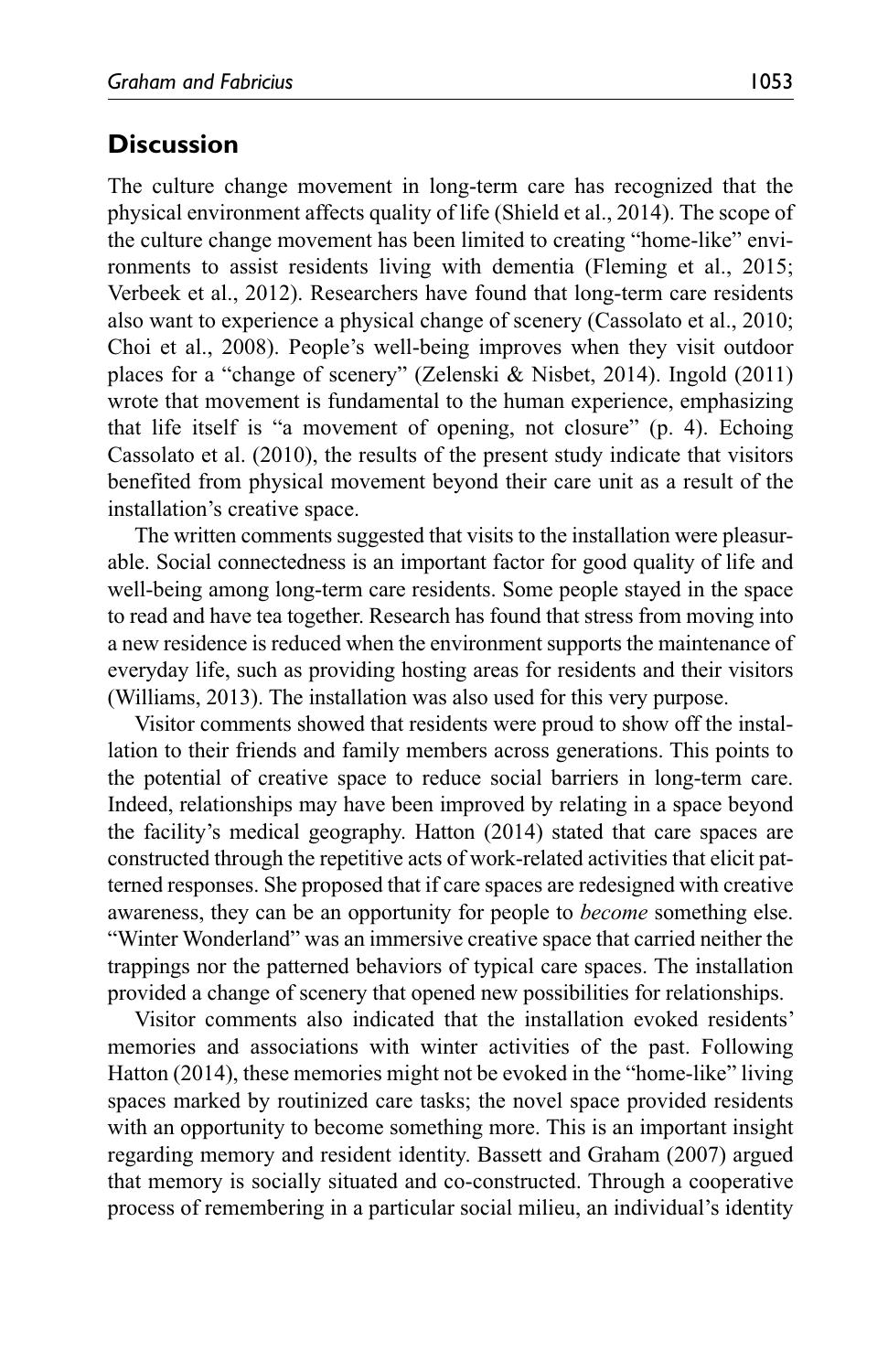## Discussion

The culture change movement in long-term care has recognized that the physical environment affects quality of life (Shield et al., 2014). The scope of the culture change movement has been limited to creating "home-like" environments to assist residents living with dementia (Fleming et al., 2015; Verbeek et al., 2012). Researchers have found that long-term care residents also want to experience a physical change of scenery (Cassolato et al., 2010; Choi et al., 2008). People's well-being improves when they visit outdoor places for a "change of scenery" (Zelenski & Nisbet, 2014). Ingold (2011) wrote that movement is fundamental to the human experience, emphasizing that life itself is "a movement of opening, not closure" (p. 4). Echoing Cassolato et al. (2010), the results of the present study indicate that visitors benefited from physical movement beyond their care unit as a result of the installation's creative space.

The written comments suggested that visits to the installation were pleasurable. Social connectedness is an important factor for good quality of life and well-being among long-term care residents. Some people stayed in the space to read and have tea together. Research has found that stress from moving into a new residence is reduced when the environment supports the maintenance of everyday life, such as providing hosting areas for residents and their visitors (Williams, 2013). The installation was also used for this very purpose.

Visitor comments showed that residents were proud to show off the installation to their friends and family members across generations. This points to the potential of creative space to reduce social barriers in long-term care. Indeed, relationships may have been improved by relating in a space beyond the facility's medical geography. Hatton (2014) stated that care spaces are constructed through the repetitive acts of work-related activities that elicit patterned responses. She proposed that if care spaces are redesigned with creative awareness, they can be an opportunity for people to *become* something else. "Winter Wonderland" was an immersive creative space that carried neither the trappings nor the patterned behaviors of typical care spaces. The installation provided a change of scenery that opened new possibilities for relationships.

Visitor comments also indicated that the installation evoked residents' memories and associations with winter activities of the past. Following Hatton (2014), these memories might not be evoked in the "home-like" living spaces marked by routinized care tasks; the novel space provided residents with an opportunity to become something more. This is an important insight regarding memory and resident identity. Bassett and Graham (2007) argued that memory is socially situated and co-constructed. Through a cooperative process of remembering in a particular social milieu, an individual's identity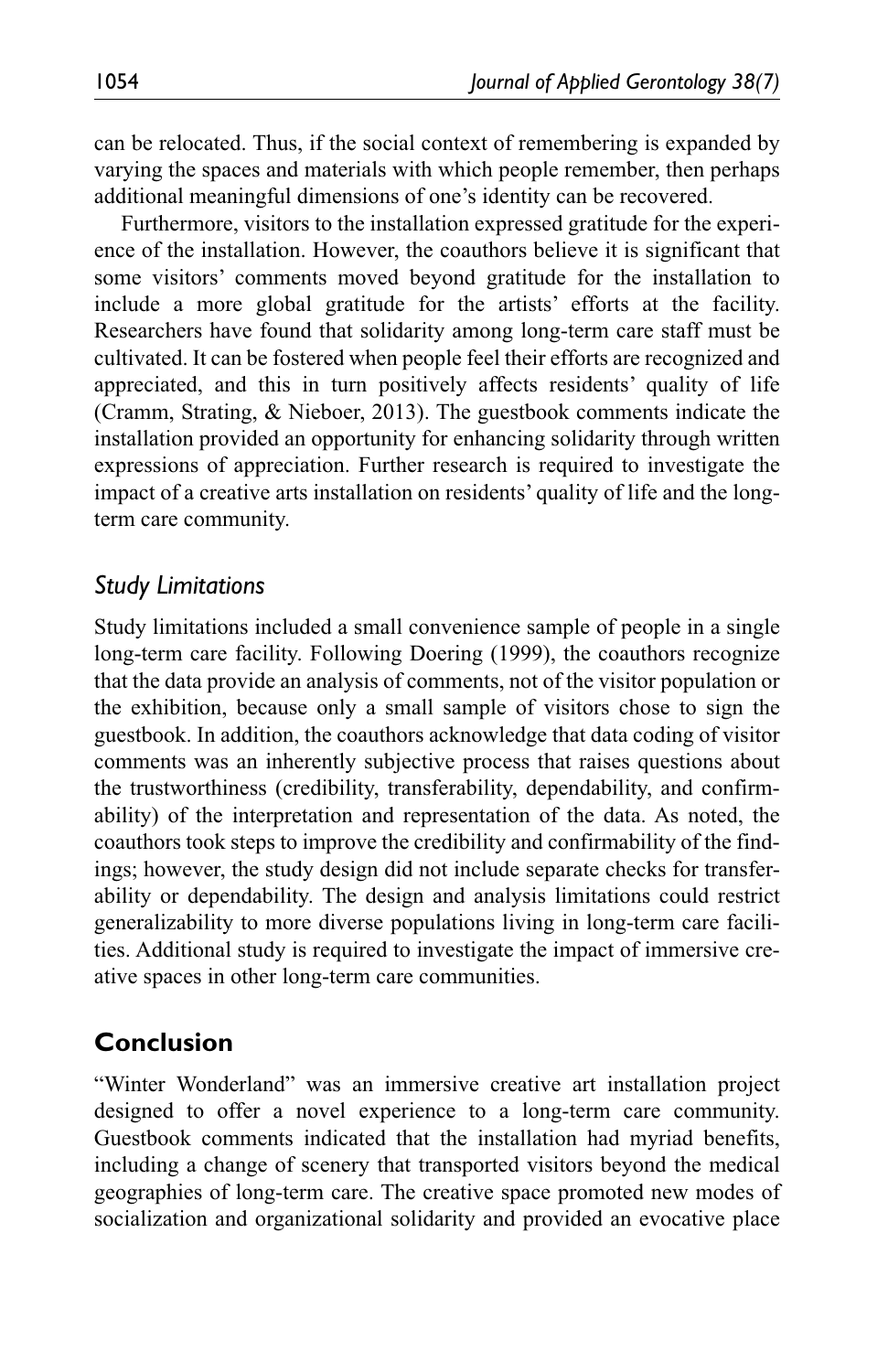can be relocated. Thus, if the social context of remembering is expanded by varying the spaces and materials with which people remember, then perhaps additional meaningful dimensions of one's identity can be recovered.

Furthermore, visitors to the installation expressed gratitude for the experience of the installation. However, the coauthors believe it is significant that some visitors' comments moved beyond gratitude for the installation to include a more global gratitude for the artists' efforts at the facility. Researchers have found that solidarity among long-term care staff must be cultivated. It can be fostered when people feel their efforts are recognized and appreciated, and this in turn positively affects residents' quality of life (Cramm, Strating, & Nieboer, 2013). The guestbook comments indicate the installation provided an opportunity for enhancing solidarity through written expressions of appreciation. Further research is required to investigate the impact of a creative arts installation on residents' quality of life and the long-term care community.

### *Study Limitations*

Study limitations included a small convenience sample of people in a single long-term care facility. Following Doering (1999), the coauthors recognize that the data provide an analysis of comments, not of the visitor population or the exhibition, because only a small sample of visitors chose to sign the guestbook. In addition, the coauthors acknowledge that data coding of visitor comments was an inherently subjective process that raises questions about the trustworthiness (credibility, transferability, dependability, and confirmability) of the interpretation and representation of the data. As noted, the coauthors took steps to improve the credibility and confirmability of the findings; however, the study design did not include separate checks for transferability or dependability. The design and analysis limitations could restrict generalizability to more diverse populations living in long-term care facilities. Additional study is required to investigate the impact of immersive creative spaces in other long-term care communities.

## Conclusion

"Winter Wonderland" was an immersive creative art installation project designed to offer a novel experience to a long-term care community. Guestbook comments indicated that the installation had myriad benefits, including a change of scenery that transported visitors beyond the medical geographies of long-term care. The creative space promoted new modes of socialization and organizational solidarity and provided an evocative place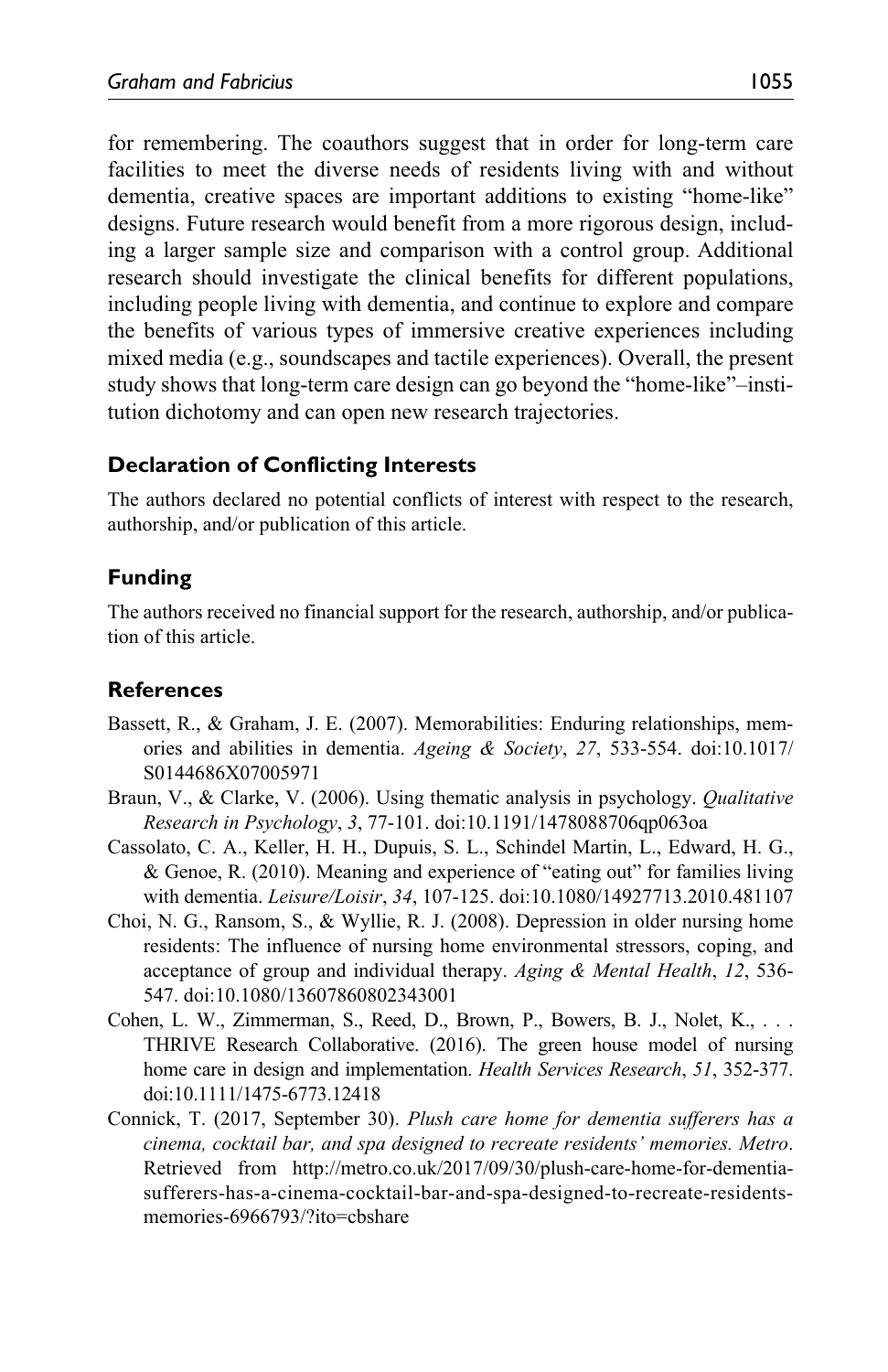for remembering. The coauthors suggest that in order for long-term care facilities to meet the diverse needs of residents living with and without dementia, creative spaces are important additions to existing “home-like” designs. Future research would benefit from a more rigorous design, including a larger sample size and comparison with a control group. Additional research should investigate the clinical benefits for different populations, including people living with dementia, and continue to explore and compare the benefits of various types of immersive creative experiences including mixed media (e.g., soundscapes and tactile experiences). Overall, the present study shows that long-term care design can go beyond the “home-like”–institution dichotomy and can open new research trajectories.

## Declaration of Conflicting Interests

The authors declared no potential conflicts of interest with respect to the research, authorship, and/or publication of this article.

## Funding

The authors received no financial support for the research, authorship, and/or publication of this article.

## References

Bassett, R., & Graham, J. E. (2007). Memorabilities: Enduring relationships, memories and abilities in dementia. *Ageing & Society*, *27*, 533-554. doi:10.1017/S0144686X07005971

Braun, V., & Clarke, V. (2006). Using thematic analysis in psychology. *Qualitative Research in Psychology*, *3*, 77-101. doi:10.1191/1478088706qp063oa

Cassolato, C. A., Keller, H. H., Dupuis, S. L., Schindel Martin, L., Edward, H. G., & Genoe, R. (2010). Meaning and experience of “eating out” for families living with dementia. *Leisure/Loisir*, *34*, 107-125. doi:10.1080/14927713.2010.481107

Choi, N. G., Ransom, S., & Wyllie, R. J. (2008). Depression in older nursing home residents: The influence of nursing home environmental stressors, coping, and acceptance of group and individual therapy. *Aging & Mental Health*, *12*, 536-547. doi:10.1080/13607860802343001

Cohen, L. W., Zimmerman, S., Reed, D., Brown, P., Bowers, B. J., Nolet, K., . . . THRIVE Research Collaborative. (2016). The green house model of nursing home care in design and implementation. *Health Services Research*, *51*, 352-377. doi:10.1111/1475-6773.12418

Connick, T. (2017, September 30). *Plush care home for dementia sufferers has a cinema, cocktail bar, and spa designed to recreate residents' memories. Metro*. Retrieved from http://metro.co.uk/2017/09/30/plush-care-home-for-dementia-sufferers-has-a-cinema-cocktail-bar-and-spa-designed-to-recreate-residents-memories-6966793/?ito=cbshare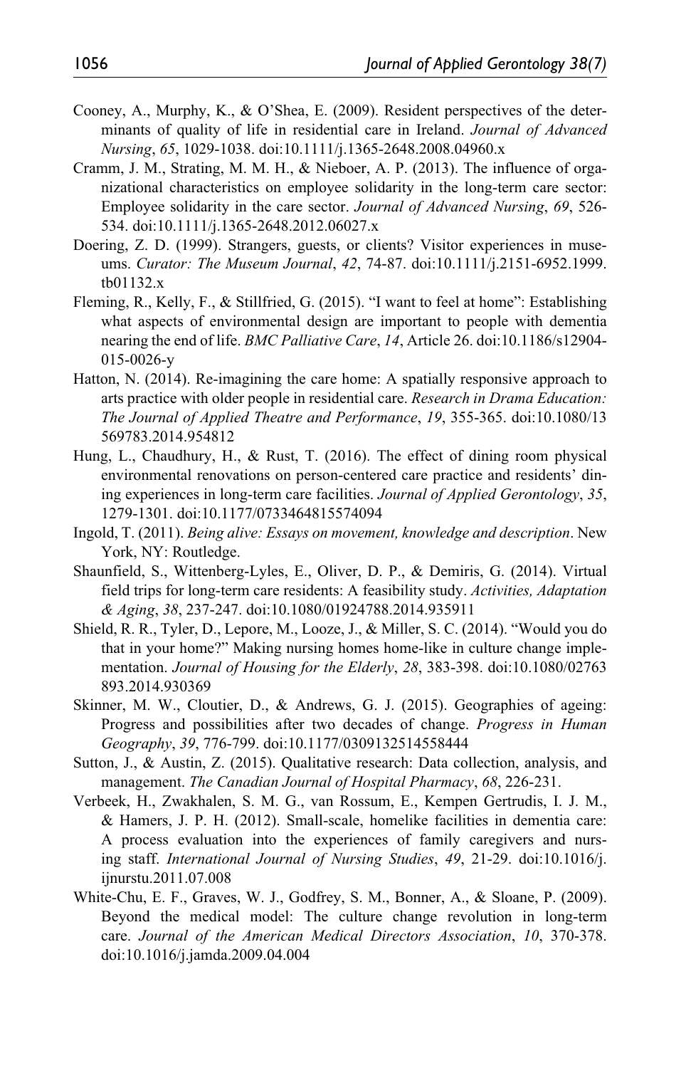Cooney, A., Murphy, K., & O'Shea, E. (2009). Resident perspectives of the determinants of quality of life in residential care in Ireland. *Journal of Advanced Nursing*, *65*, 1029-1038. doi:10.1111/j.1365-2648.2008.04960.x

Cramm, J. M., Strating, M. M. H., & Nieboer, A. P. (2013). The influence of organizational characteristics on employee solidarity in the long-term care sector: Employee solidarity in the care sector. *Journal of Advanced Nursing*, *69*, 526-534. doi:10.1111/j.1365-2648.2012.06027.x

Doering, Z. D. (1999). Strangers, guests, or clients? Visitor experiences in museums. *Curator: The Museum Journal*, *42*, 74-87. doi:10.1111/j.2151-6952.1999.tb01132.x

Fleming, R., Kelly, F., & Stillfried, G. (2015). "I want to feel at home": Establishing what aspects of environmental design are important to people with dementia nearing the end of life. *BMC Palliative Care*, *14*, Article 26. doi:10.1186/s12904-015-0026-y

Hatton, N. (2014). Re-imagining the care home: A spatially responsive approach to arts practice with older people in residential care. *Research in Drama Education: The Journal of Applied Theatre and Performance*, *19*, 355-365. doi:10.1080/13569783.2014.954812

Hung, L., Chaudhury, H., & Rust, T. (2016). The effect of dining room physical environmental renovations on person-centered care practice and residents' dining experiences in long-term care facilities. *Journal of Applied Gerontology*, *35*, 1279-1301. doi:10.1177/0733464815574094

Ingold, T. (2011). *Being alive: Essays on movement, knowledge and description*. New York, NY: Routledge.

Shaunfield, S., Wittenberg-Lyles, E., Oliver, D. P., & Demiris, G. (2014). Virtual field trips for long-term care residents: A feasibility study. *Activities, Adaptation & Aging*, *38*, 237-247. doi:10.1080/01924788.2014.935911

Shield, R. R., Tyler, D., Lepore, M., Looze, J., & Miller, S. C. (2014). "Would you do that in your home?" Making nursing homes home-like in culture change implementation. *Journal of Housing for the Elderly*, *28*, 383-398. doi:10.1080/02763893.2014.930369

Skinner, M. W., Cloutier, D., & Andrews, G. J. (2015). Geographies of ageing: Progress and possibilities after two decades of change. *Progress in Human Geography*, *39*, 776-799. doi:10.1177/0309132514558444

Sutton, J., & Austin, Z. (2015). Qualitative research: Data collection, analysis, and management. *The Canadian Journal of Hospital Pharmacy*, *68*, 226-231.

Verbeek, H., Zwakhalen, S. M. G., van Rossum, E., Kempen Gertrudis, I. J. M., & Hamers, J. P. H. (2012). Small-scale, homelike facilities in dementia care: A process evaluation into the experiences of family caregivers and nursing staff. *International Journal of Nursing Studies*, *49*, 21-29. doi:10.1016/j.ijnurstu.2011.07.008

White-Chu, E. F., Graves, W. J., Godfrey, S. M., Bonner, A., & Sloane, P. (2009). Beyond the medical model: The culture change revolution in long-term care. *Journal of the American Medical Directors Association*, *10*, 370-378. doi:10.1016/j.jamda.2009.04.004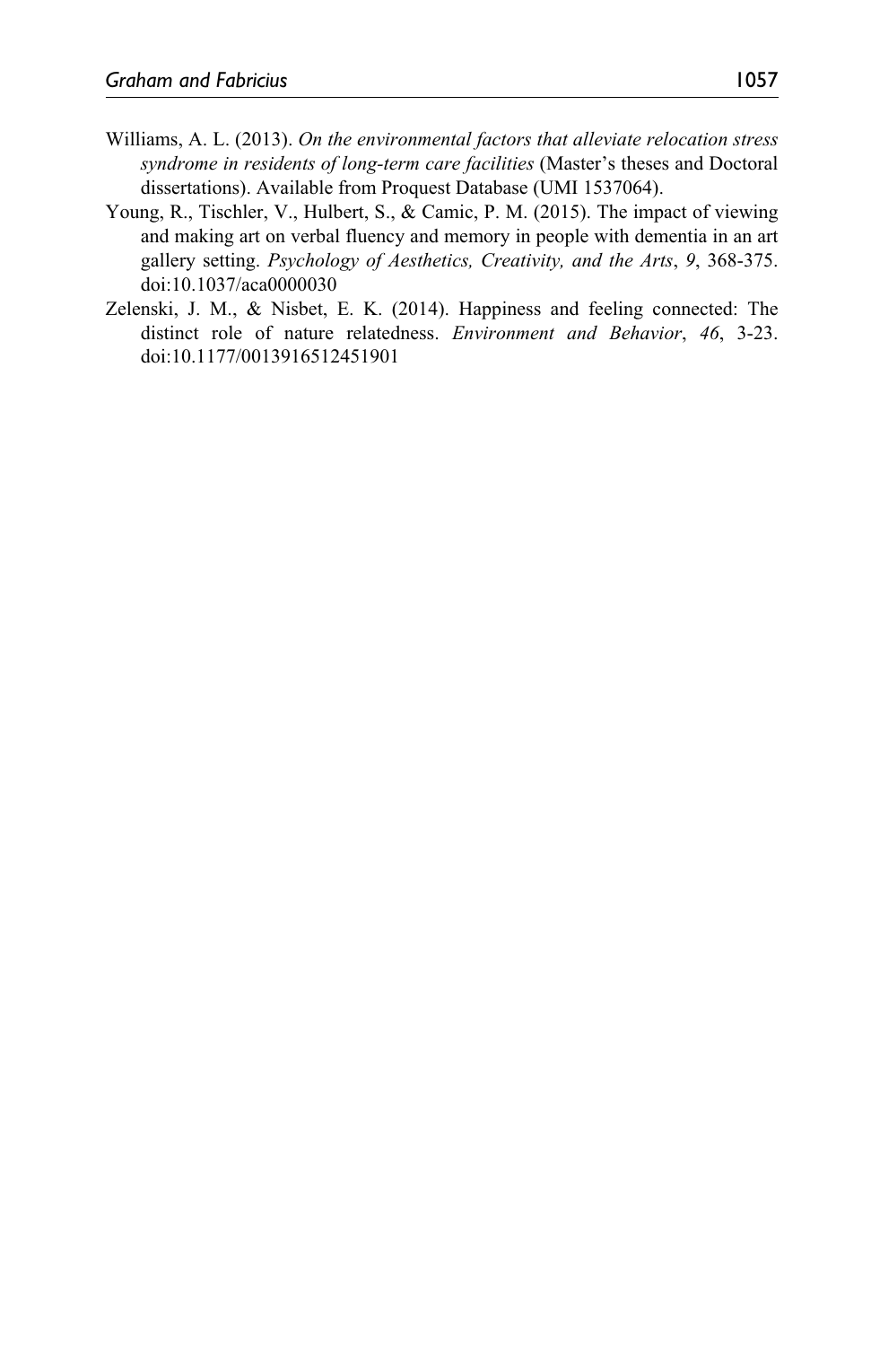Williams, A. L. (2013). *On the environmental factors that alleviate relocation stress syndrome in residents of long-term care facilities* (Master's theses and Doctoral dissertations). Available from Proquest Database (UMI 1537064).

Young, R., Tischler, V., Hulbert, S., & Camic, P. M. (2015). The impact of viewing and making art on verbal fluency and memory in people with dementia in an art gallery setting. *Psychology of Aesthetics, Creativity, and the Arts*, *9*, 368-375. doi:10.1037/aca0000030

Zelenski, J. M., & Nisbet, E. K. (2014). Happiness and feeling connected: The distinct role of nature relatedness. *Environment and Behavior*, *46*, 3-23. doi:10.1177/0013916512451901